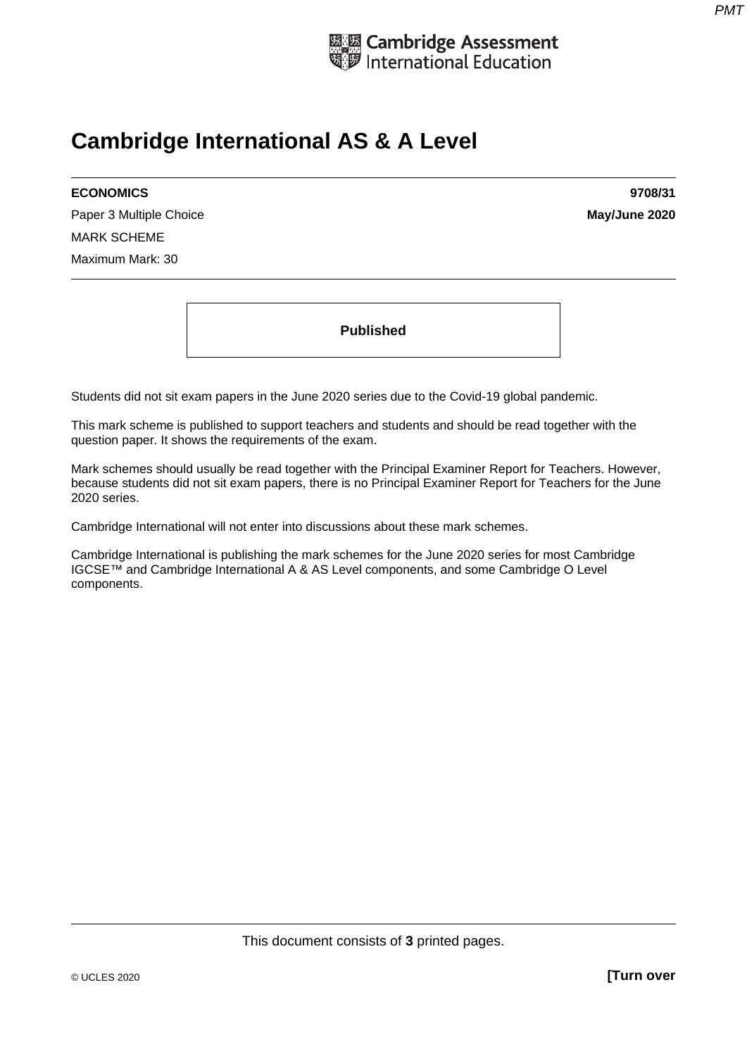# Cambridge International AS & A Level

**ECONOMICS** **9708/31**

Paper 3 Multiple Choice **May/June 2020**

MARK SCHEME

Maximum Mark: 30

**Published**

Students did not sit exam papers in the June 2020 series due to the Covid-19 global pandemic.

This mark scheme is published to support teachers and students and should be read together with the question paper. It shows the requirements of the exam.

Mark schemes should usually be read together with the Principal Examiner Report for Teachers. However, because students did not sit exam papers, there is no Principal Examiner Report for Teachers for the June 2020 series.

Cambridge International will not enter into discussions about these mark schemes.

Cambridge International is publishing the mark schemes for the June 2020 series for most Cambridge IGCSE™ and Cambridge International A & AS Level components, and some Cambridge O Level components.

This document consists of **3** printed pages.

© UCLES 2020 **[Turn over**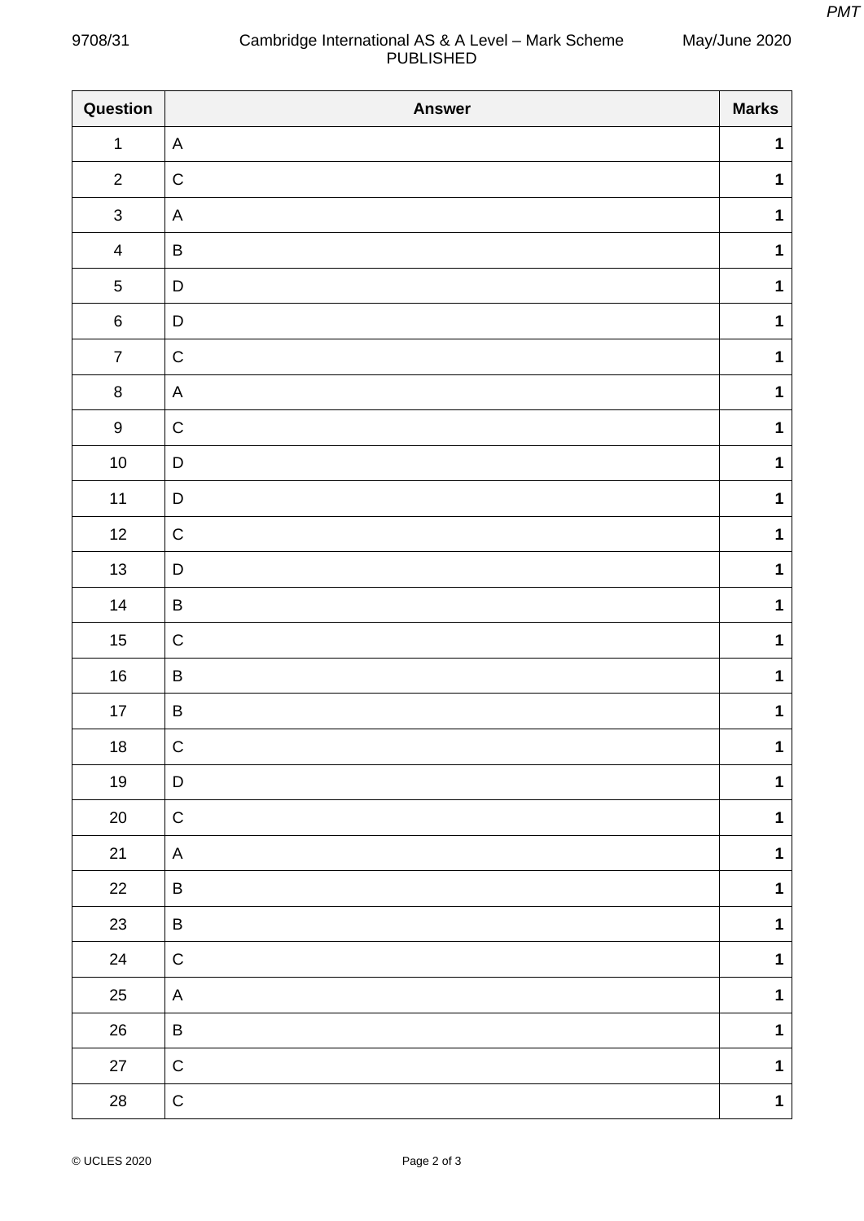| Question | Answer | Marks |
|---|---|---|
| 1 | A | **1** |
| 2 | C | **1** |
| 3 | A | **1** |
| 4 | B | **1** |
| 5 | D | **1** |
| 6 | D | **1** |
| 7 | C | **1** |
| 8 | A | **1** |
| 9 | C | **1** |
| 10 | D | **1** |
| 11 | D | **1** |
| 12 | C | **1** |
| 13 | D | **1** |
| 14 | B | **1** |
| 15 | C | **1** |
| 16 | B | **1** |
| 17 | B | **1** |
| 18 | C | **1** |
| 19 | D | **1** |
| 20 | C | **1** |
| 21 | A | **1** |
| 22 | B | **1** |
| 23 | B | **1** |
| 24 | C | **1** |
| 25 | A | **1** |
| 26 | B | **1** |
| 27 | C | **1** |
| 28 | C | **1** |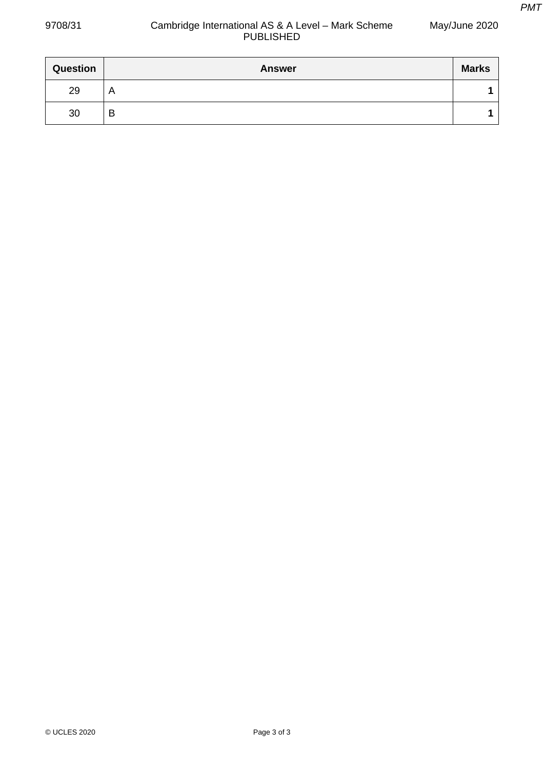| Question | Answer | Marks |
| --- | --- | --- |
| 29 | A | **1** |
| 30 | B | **1** |